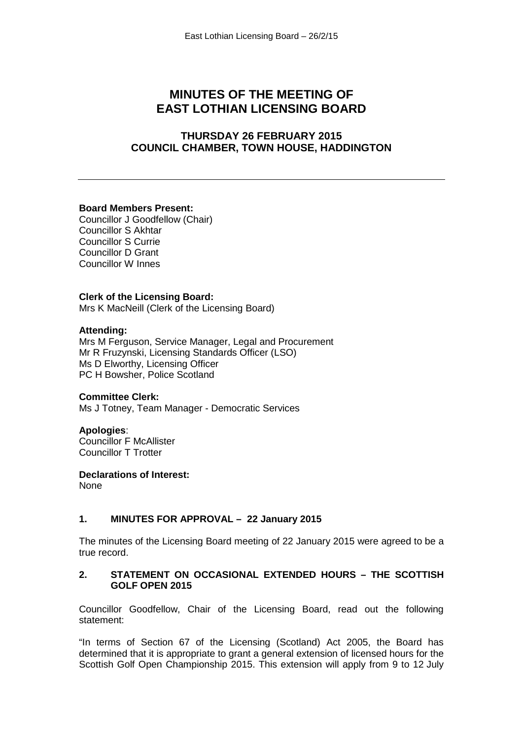# MINUTES OF THE MEETING OF EAST LOTHIAN LICENSING BOARD

## THURSDAY 26 FEBRUARY 2015
## COUNCIL CHAMBER, TOWN HOUSE, HADDINGTON

---

**Board Members Present:**
Councillor J Goodfellow (Chair)
Councillor S Akhtar
Councillor S Currie
Councillor D Grant
Councillor W Innes

**Clerk of the Licensing Board:**
Mrs K MacNeill (Clerk of the Licensing Board)

**Attending:**
Mrs M Ferguson, Service Manager, Legal and Procurement
Mr R Fruzynski, Licensing Standards Officer (LSO)
Ms D Elworthy, Licensing Officer
PC H Bowsher, Police Scotland

**Committee Clerk:**
Ms J Totney, Team Manager - Democratic Services

**Apologies**:
Councillor F McAllister
Councillor T Trotter

**Declarations of Interest:**
None

### 1. MINUTES FOR APPROVAL – 22 January 2015

The minutes of the Licensing Board meeting of 22 January 2015 were agreed to be a true record.

### 2. STATEMENT ON OCCASIONAL EXTENDED HOURS – THE SCOTTISH GOLF OPEN 2015

Councillor Goodfellow, Chair of the Licensing Board, read out the following statement:

"In terms of Section 67 of the Licensing (Scotland) Act 2005, the Board has determined that it is appropriate to grant a general extension of licensed hours for the Scottish Golf Open Championship 2015. This extension will apply from 9 to 12 July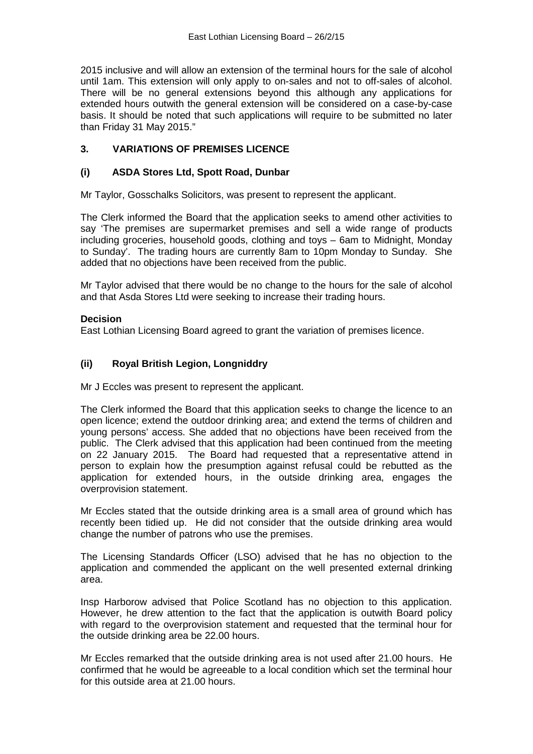2015 inclusive and will allow an extension of the terminal hours for the sale of alcohol until 1am. This extension will only apply to on-sales and not to off-sales of alcohol. There will be no general extensions beyond this although any applications for extended hours outwith the general extension will be considered on a case-by-case basis. It should be noted that such applications will require to be submitted no later than Friday 31 May 2015."

## 3. VARIATIONS OF PREMISES LICENCE

### (i) ASDA Stores Ltd, Spott Road, Dunbar

Mr Taylor, Gosschalks Solicitors, was present to represent the applicant.

The Clerk informed the Board that the application seeks to amend other activities to say 'The premises are supermarket premises and sell a wide range of products including groceries, household goods, clothing and toys – 6am to Midnight, Monday to Sunday'. The trading hours are currently 8am to 10pm Monday to Sunday. She added that no objections have been received from the public.

Mr Taylor advised that there would be no change to the hours for the sale of alcohol and that Asda Stores Ltd were seeking to increase their trading hours.

**Decision**
East Lothian Licensing Board agreed to grant the variation of premises licence.

### (ii) Royal British Legion, Longniddry

Mr J Eccles was present to represent the applicant.

The Clerk informed the Board that this application seeks to change the licence to an open licence; extend the outdoor drinking area; and extend the terms of children and young persons' access. She added that no objections have been received from the public. The Clerk advised that this application had been continued from the meeting on 22 January 2015. The Board had requested that a representative attend in person to explain how the presumption against refusal could be rebutted as the application for extended hours, in the outside drinking area, engages the overprovision statement.

Mr Eccles stated that the outside drinking area is a small area of ground which has recently been tidied up. He did not consider that the outside drinking area would change the number of patrons who use the premises.

The Licensing Standards Officer (LSO) advised that he has no objection to the application and commended the applicant on the well presented external drinking area.

Insp Harborow advised that Police Scotland has no objection to this application. However, he drew attention to the fact that the application is outwith Board policy with regard to the overprovision statement and requested that the terminal hour for the outside drinking area be 22.00 hours.

Mr Eccles remarked that the outside drinking area is not used after 21.00 hours. He confirmed that he would be agreeable to a local condition which set the terminal hour for this outside area at 21.00 hours.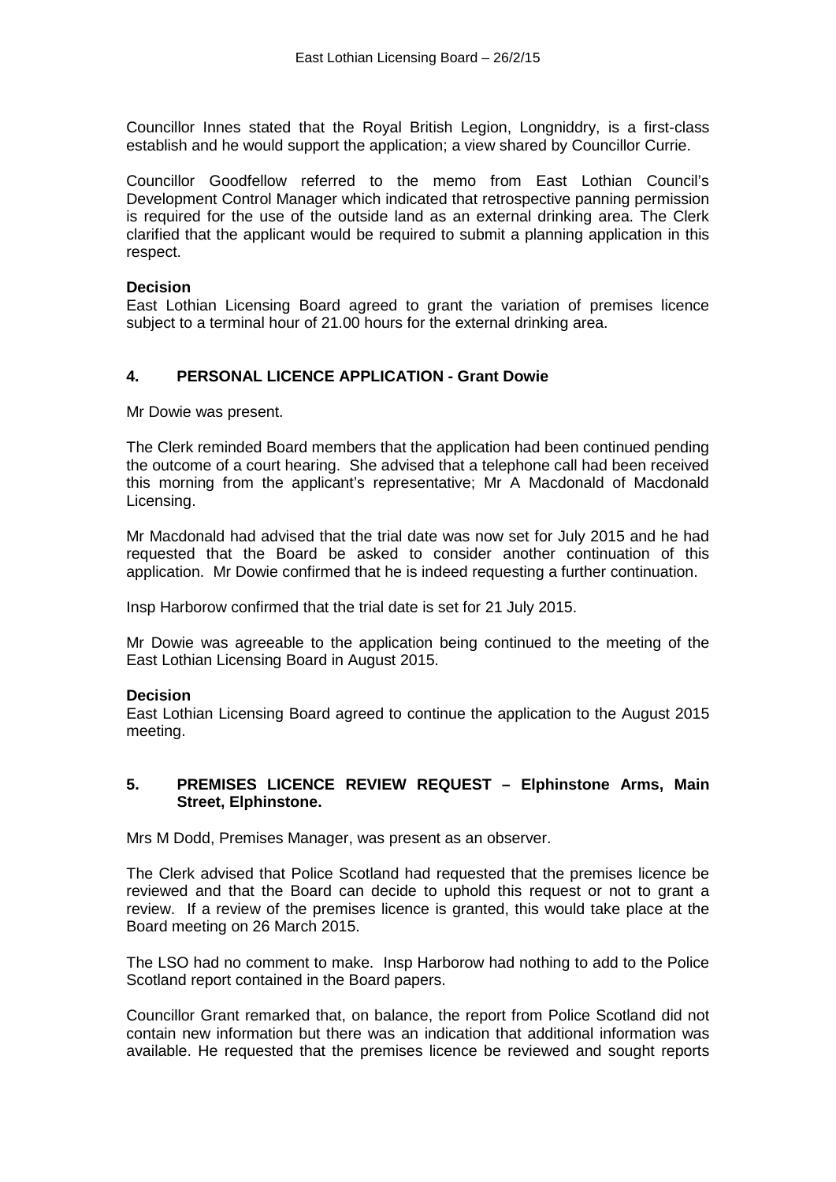Councillor Innes stated that the Royal British Legion, Longniddry, is a first-class establish and he would support the application; a view shared by Councillor Currie.

Councillor Goodfellow referred to the memo from East Lothian Council's Development Control Manager which indicated that retrospective panning permission is required for the use of the outside land as an external drinking area. The Clerk clarified that the applicant would be required to submit a planning application in this respect.

**Decision**
East Lothian Licensing Board agreed to grant the variation of premises licence subject to a terminal hour of 21.00 hours for the external drinking area.

## 4. PERSONAL LICENCE APPLICATION - Grant Dowie

Mr Dowie was present.

The Clerk reminded Board members that the application had been continued pending the outcome of a court hearing. She advised that a telephone call had been received this morning from the applicant's representative; Mr A Macdonald of Macdonald Licensing.

Mr Macdonald had advised that the trial date was now set for July 2015 and he had requested that the Board be asked to consider another continuation of this application. Mr Dowie confirmed that he is indeed requesting a further continuation.

Insp Harborow confirmed that the trial date is set for 21 July 2015.

Mr Dowie was agreeable to the application being continued to the meeting of the East Lothian Licensing Board in August 2015.

**Decision**
East Lothian Licensing Board agreed to continue the application to the August 2015 meeting.

## 5. PREMISES LICENCE REVIEW REQUEST – Elphinstone Arms, Main Street, Elphinstone.

Mrs M Dodd, Premises Manager, was present as an observer.

The Clerk advised that Police Scotland had requested that the premises licence be reviewed and that the Board can decide to uphold this request or not to grant a review. If a review of the premises licence is granted, this would take place at the Board meeting on 26 March 2015.

The LSO had no comment to make. Insp Harborow had nothing to add to the Police Scotland report contained in the Board papers.

Councillor Grant remarked that, on balance, the report from Police Scotland did not contain new information but there was an indication that additional information was available. He requested that the premises licence be reviewed and sought reports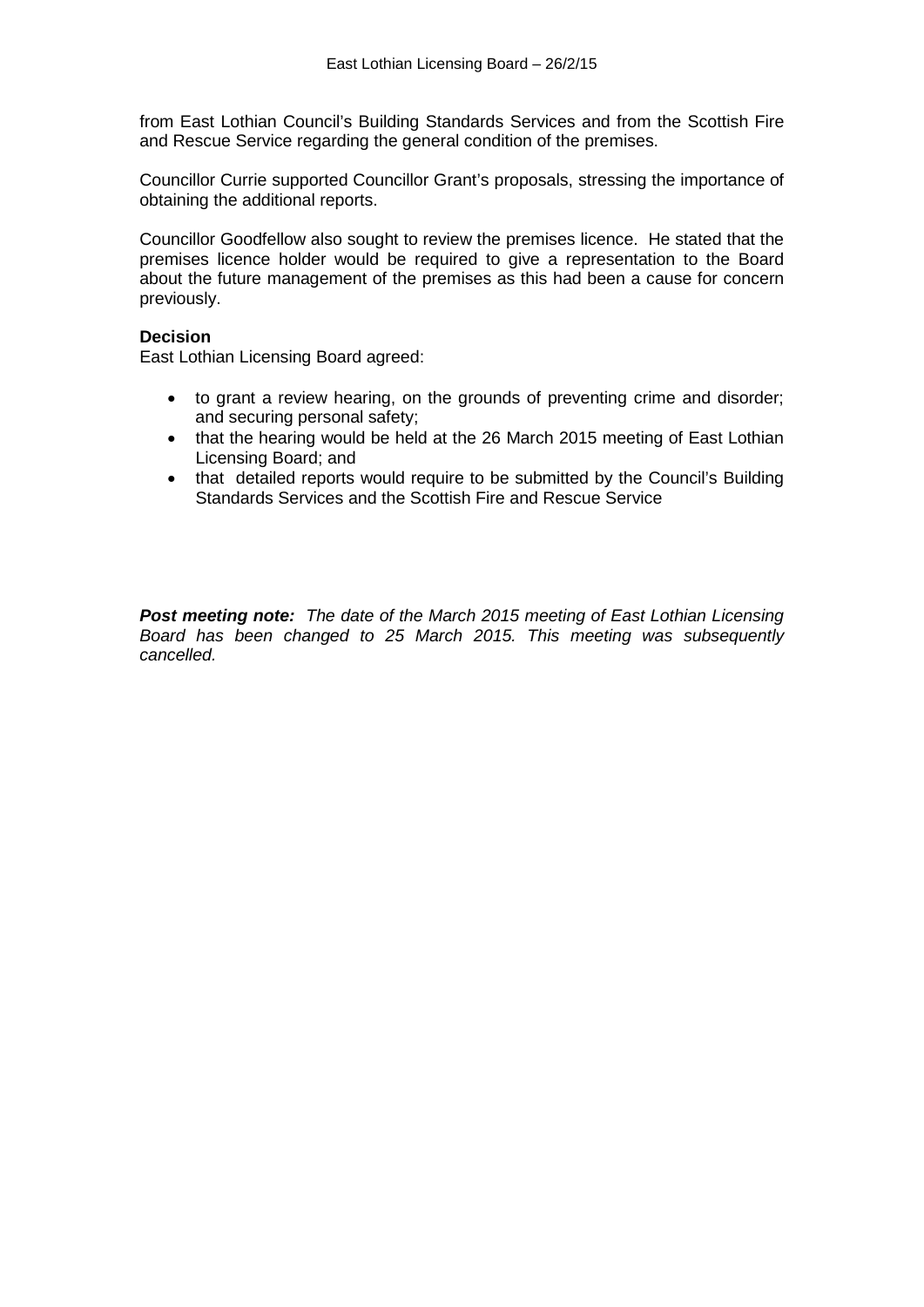from East Lothian Council's Building Standards Services and from the Scottish Fire and Rescue Service regarding the general condition of the premises.

Councillor Currie supported Councillor Grant's proposals, stressing the importance of obtaining the additional reports.

Councillor Goodfellow also sought to review the premises licence. He stated that the premises licence holder would be required to give a representation to the Board about the future management of the premises as this had been a cause for concern previously.

**Decision**

East Lothian Licensing Board agreed:

- to grant a review hearing, on the grounds of preventing crime and disorder; and securing personal safety;
- that the hearing would be held at the 26 March 2015 meeting of East Lothian Licensing Board; and
- that detailed reports would require to be submitted by the Council's Building Standards Services and the Scottish Fire and Rescue Service

***Post meeting note:*** *The date of the March 2015 meeting of East Lothian Licensing Board has been changed to 25 March 2015. This meeting was subsequently cancelled.*